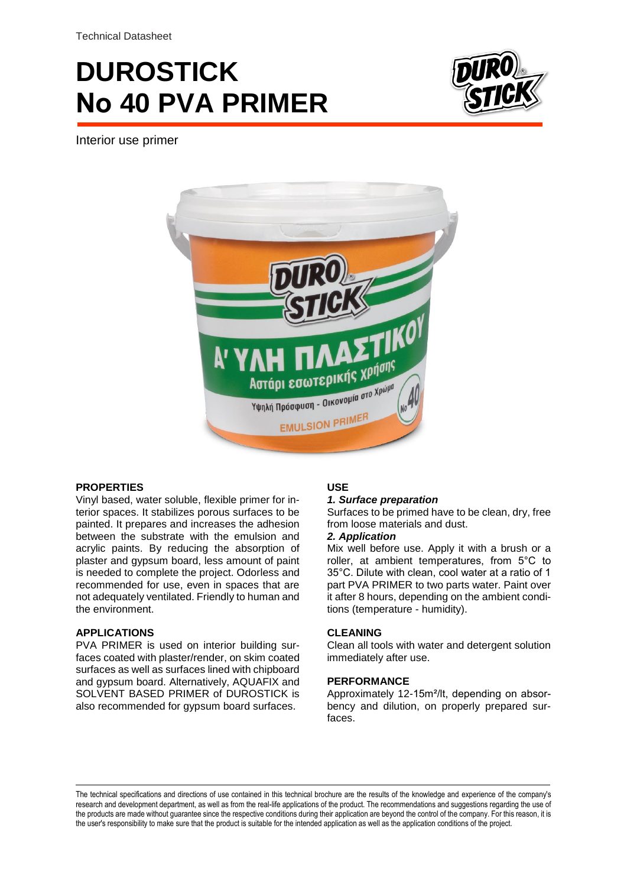Technical Datasheet

# DUROSTICK No 40 PVA PRIMER

Interior use primer

## PROPERTIES

Vinyl based, water soluble, flexible primer for interior spaces. It stabilizes porous surfaces to be painted. It prepares and increases the adhesion between the substrate with the emulsion and acrylic paints. By reducing the absorption of plaster and gypsum board, less amount of paint is needed to complete the project. Odorless and recommended for use, even in spaces that are not adequately ventilated. Friendly to human and the environment.

## APPLICATIONS

PVA PRIMER is used on interior building surfaces coated with plaster/render, on skim coated surfaces as well as surfaces lined with chipboard and gypsum board. Alternatively, AQUAFIX and SOLVENT BASED PRIMER of DUROSTICK is also recommended for gypsum board surfaces.

## USE

***1. Surface preparation***

Surfaces to be primed have to be clean, dry, free from loose materials and dust.

***2. Application***

Mix well before use. Apply it with a brush or a roller, at ambient temperatures, from 5°C to 35°C. Dilute with clean, cool water at a ratio of 1 part PVA PRIMER to two parts water. Paint over it after 8 hours, depending on the ambient conditions (temperature - humidity).

## CLEANING

Clean all tools with water and detergent solution immediately after use.

## PERFORMANCE

Approximately 12-15m²/lt, depending on absorbency and dilution, on properly prepared surfaces.

---

The technical specifications and directions of use contained in this technical brochure are the results of the knowledge and experience of the company's research and development department, as well as from the real-life applications of the product. The recommendations and suggestions regarding the use of the products are made without guarantee since the respective conditions during their application are beyond the control of the company. For this reason, it is the user's responsibility to make sure that the product is suitable for the intended application as well as the application conditions of the project.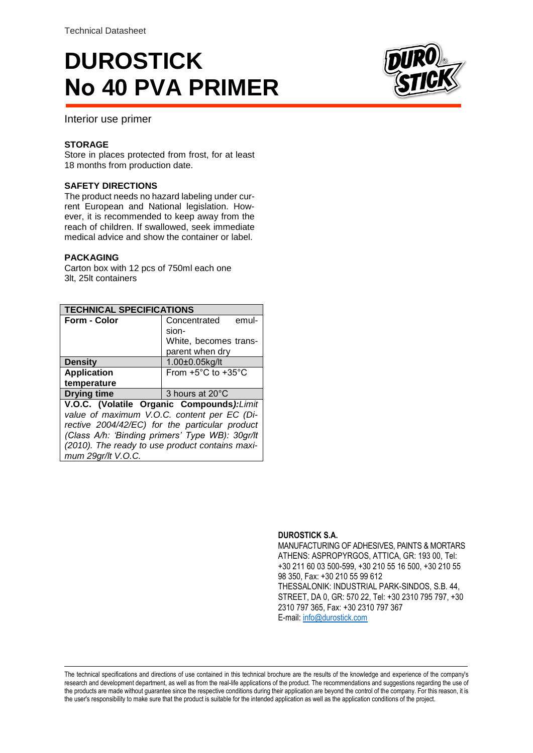# DUROSTICK No 40 PVA PRIMER

Interior use primer

### STORAGE

Store in places protected from frost, for at least 18 months from production date.

### SAFETY DIRECTIONS

The product needs no hazard labeling under current European and National legislation. However, it is recommended to keep away from the reach of children. If swallowed, seek immediate medical advice and show the container or label.

### PACKAGING

Carton box with 12 pcs of 750ml each one
3lt, 25lt containers

| TECHNICAL SPECIFICATIONS | |
|---|---|
| **Form - Color** | Concentrated emulsion- White, becomes transparent when dry |
| **Density** | 1.00±0.05kg/lt |
| **Application temperature** | From +5°C to +35°C |
| **Drying time** | 3 hours at 20°C |
| **V.O.C. (Volatile Organic Compounds):** *Limit value of maximum V.O.C. content per EC (Directive 2004/42/EC) for the particular product (Class A/h: 'Binding primers' Type WB): 30gr/lt (2010). The ready to use product contains maximum 29gr/lt V.O.C.* | |

**DUROSTICK S.A.**
MANUFACTURING OF ADHESIVES, PAINTS & MORTARS
ATHENS: ASPROPYRGOS, ATTICA, GR: 193 00, Tel: +30 211 60 03 500-599, +30 210 55 16 500, +30 210 55 98 350, Fax: +30 210 55 99 612
THESSALONIK: INDUSTRIAL PARK-SINDOS, S.B. 44, STREET, DA 0, GR: 570 22, Tel: +30 2310 795 797, +30 2310 797 365, Fax: +30 2310 797 367
E-mail: info@durostick.com

The technical specifications and directions of use contained in this technical brochure are the results of the knowledge and experience of the company's research and development department, as well as from the real-life applications of the product. The recommendations and suggestions regarding the use of the products are made without guarantee since the respective conditions during their application are beyond the control of the company. For this reason, it is the user's responsibility to make sure that the product is suitable for the intended application as well as the application conditions of the project.